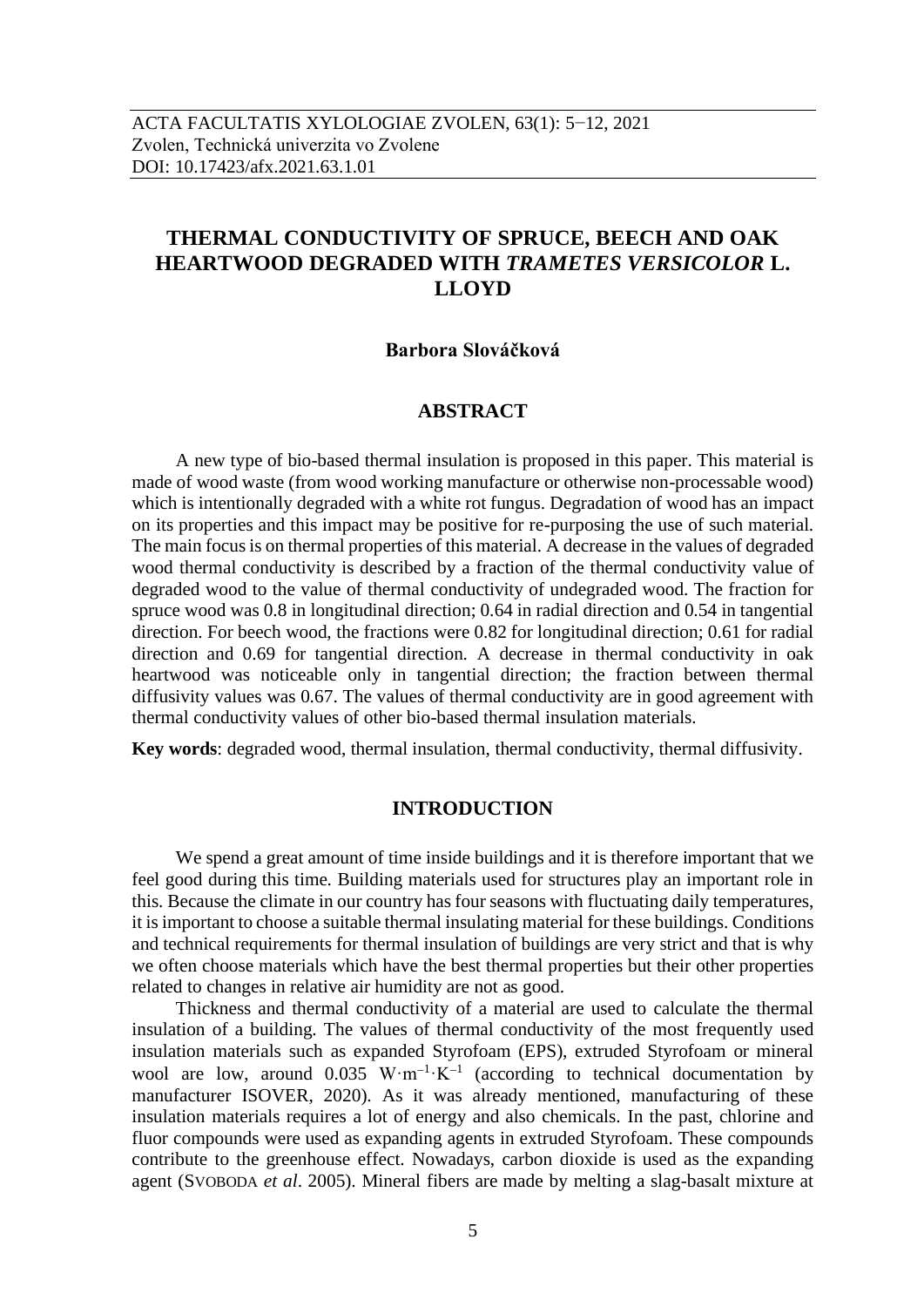ACTA FACULTATIS XYLOLOGIAE ZVOLEN, 63(1): 5−12, 2021
Zvolen, Technická univerzita vo Zvolene
DOI: 10.17423/afx.2021.63.1.01

# THERMAL CONDUCTIVITY OF SPRUCE, BEECH AND OAK HEARTWOOD DEGRADED WITH *TRAMETES VERSICOLOR* L. LLOYD

**Barbora Slováčková**

## ABSTRACT

A new type of bio-based thermal insulation is proposed in this paper. This material is made of wood waste (from wood working manufacture or otherwise non-processable wood) which is intentionally degraded with a white rot fungus. Degradation of wood has an impact on its properties and this impact may be positive for re-purposing the use of such material. The main focus is on thermal properties of this material. A decrease in the values of degraded wood thermal conductivity is described by a fraction of the thermal conductivity value of degraded wood to the value of thermal conductivity of undegraded wood. The fraction for spruce wood was 0.8 in longitudinal direction; 0.64 in radial direction and 0.54 in tangential direction. For beech wood, the fractions were 0.82 for longitudinal direction; 0.61 for radial direction and 0.69 for tangential direction. A decrease in thermal conductivity in oak heartwood was noticeable only in tangential direction; the fraction between thermal diffusivity values was 0.67. The values of thermal conductivity are in good agreement with thermal conductivity values of other bio-based thermal insulation materials.

**Key words**: degraded wood, thermal insulation, thermal conductivity, thermal diffusivity.

## INTRODUCTION

We spend a great amount of time inside buildings and it is therefore important that we feel good during this time. Building materials used for structures play an important role in this. Because the climate in our country has four seasons with fluctuating daily temperatures, it is important to choose a suitable thermal insulating material for these buildings. Conditions and technical requirements for thermal insulation of buildings are very strict and that is why we often choose materials which have the best thermal properties but their other properties related to changes in relative air humidity are not as good.

Thickness and thermal conductivity of a material are used to calculate the thermal insulation of a building. The values of thermal conductivity of the most frequently used insulation materials such as expanded Styrofoam (EPS), extruded Styrofoam or mineral wool are low, around 0.035 $W \cdot m^{-1} \cdot K^{-1}$ (according to technical documentation by manufacturer ISOVER, 2020). As it was already mentioned, manufacturing of these insulation materials requires a lot of energy and also chemicals. In the past, chlorine and fluor compounds were used as expanding agents in extruded Styrofoam. These compounds contribute to the greenhouse effect. Nowadays, carbon dioxide is used as the expanding agent (SVOBODA *et al*. 2005). Mineral fibers are made by melting a slag-basalt mixture at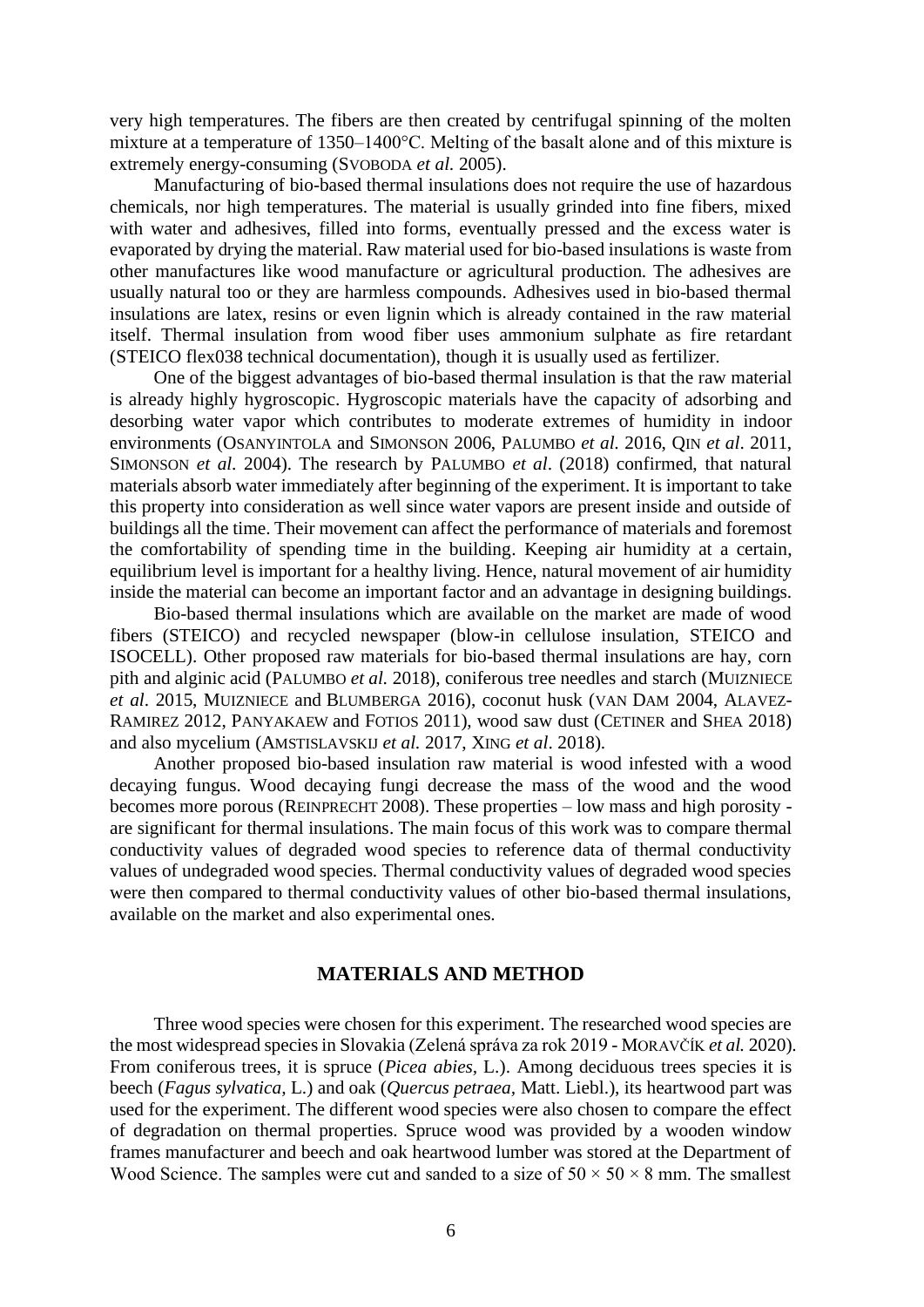very high temperatures. The fibers are then created by centrifugal spinning of the molten mixture at a temperature of 1350–1400°C. Melting of the basalt alone and of this mixture is extremely energy-consuming (SVOBODA *et al.* 2005).

Manufacturing of bio-based thermal insulations does not require the use of hazardous chemicals, nor high temperatures. The material is usually grinded into fine fibers, mixed with water and adhesives, filled into forms, eventually pressed and the excess water is evaporated by drying the material. Raw material used for bio-based insulations is waste from other manufactures like wood manufacture or agricultural production. The adhesives are usually natural too or they are harmless compounds. Adhesives used in bio-based thermal insulations are latex, resins or even lignin which is already contained in the raw material itself. Thermal insulation from wood fiber uses ammonium sulphate as fire retardant (STEICO flex038 technical documentation), though it is usually used as fertilizer.

One of the biggest advantages of bio-based thermal insulation is that the raw material is already highly hygroscopic. Hygroscopic materials have the capacity of adsorbing and desorbing water vapor which contributes to moderate extremes of humidity in indoor environments (OSANYINTOLA and SIMONSON 2006, PALUMBO *et al*. 2016, QIN *et al*. 2011, SIMONSON *et al*. 2004). The research by PALUMBO *et al*. (2018) confirmed, that natural materials absorb water immediately after beginning of the experiment. It is important to take this property into consideration as well since water vapors are present inside and outside of buildings all the time. Their movement can affect the performance of materials and foremost the comfortability of spending time in the building. Keeping air humidity at a certain, equilibrium level is important for a healthy living. Hence, natural movement of air humidity inside the material can become an important factor and an advantage in designing buildings.

Bio-based thermal insulations which are available on the market are made of wood fibers (STEICO) and recycled newspaper (blow-in cellulose insulation, STEICO and ISOCELL). Other proposed raw materials for bio-based thermal insulations are hay, corn pith and alginic acid (PALUMBO *et al.* 2018), coniferous tree needles and starch (MUIZNIECE *et al*. 2015, MUIZNIECE and BLUMBERGA 2016), coconut husk (VAN DAM 2004, ALAVEZ-RAMIREZ 2012, PANYAKAEW and FOTIOS 2011), wood saw dust (CETINER and SHEA 2018) and also mycelium (AMSTISLAVSKIJ *et al.* 2017, XING *et al*. 2018).

Another proposed bio-based insulation raw material is wood infested with a wood decaying fungus. Wood decaying fungi decrease the mass of the wood and the wood becomes more porous (REINPRECHT 2008). These properties – low mass and high porosity - are significant for thermal insulations. The main focus of this work was to compare thermal conductivity values of degraded wood species to reference data of thermal conductivity values of undegraded wood species. Thermal conductivity values of degraded wood species were then compared to thermal conductivity values of other bio-based thermal insulations, available on the market and also experimental ones.

## MATERIALS AND METHOD

Three wood species were chosen for this experiment. The researched wood species are the most widespread species in Slovakia (Zelená správa za rok 2019 - MORAVČÍK *et al.* 2020). From coniferous trees, it is spruce (*Picea abies,* L.). Among deciduous trees species it is beech (*Fagus sylvatica,* L.) and oak (*Quercus petraea,* Matt. Liebl.), its heartwood part was used for the experiment. The different wood species were also chosen to compare the effect of degradation on thermal properties. Spruce wood was provided by a wooden window frames manufacturer and beech and oak heartwood lumber was stored at the Department of Wood Science. The samples were cut and sanded to a size of 50 × 50 × 8 mm. The smallest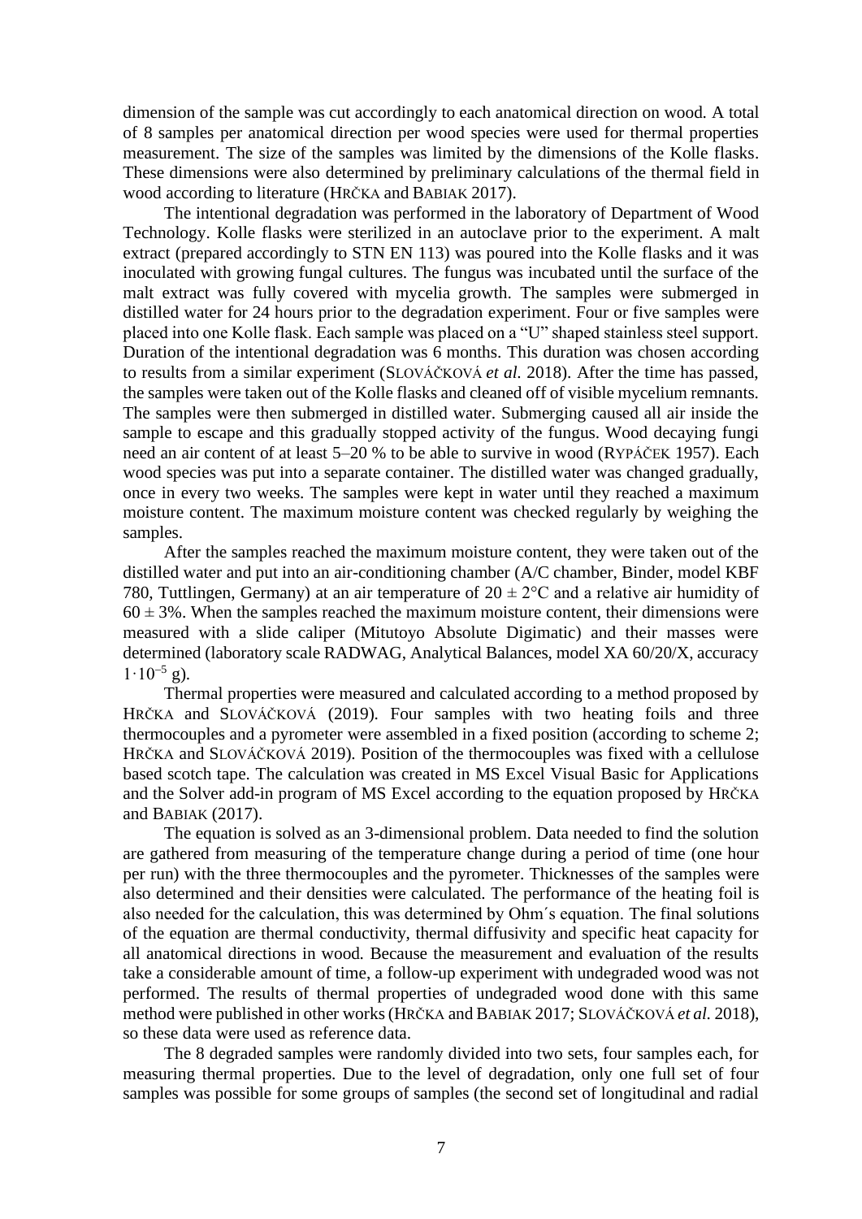dimension of the sample was cut accordingly to each anatomical direction on wood. A total of 8 samples per anatomical direction per wood species were used for thermal properties measurement. The size of the samples was limited by the dimensions of the Kolle flasks. These dimensions were also determined by preliminary calculations of the thermal field in wood according to literature (HRČKA and BABIAK 2017).

The intentional degradation was performed in the laboratory of Department of Wood Technology. Kolle flasks were sterilized in an autoclave prior to the experiment. A malt extract (prepared accordingly to STN EN 113) was poured into the Kolle flasks and it was inoculated with growing fungal cultures. The fungus was incubated until the surface of the malt extract was fully covered with mycelia growth. The samples were submerged in distilled water for 24 hours prior to the degradation experiment. Four or five samples were placed into one Kolle flask. Each sample was placed on a "U" shaped stainless steel support. Duration of the intentional degradation was 6 months. This duration was chosen according to results from a similar experiment (SLOVÁČKOVÁ *et al.* 2018). After the time has passed, the samples were taken out of the Kolle flasks and cleaned off of visible mycelium remnants. The samples were then submerged in distilled water. Submerging caused all air inside the sample to escape and this gradually stopped activity of the fungus. Wood decaying fungi need an air content of at least 5–20 % to be able to survive in wood (RYPÁČEK 1957). Each wood species was put into a separate container. The distilled water was changed gradually, once in every two weeks. The samples were kept in water until they reached a maximum moisture content. The maximum moisture content was checked regularly by weighing the samples.

After the samples reached the maximum moisture content, they were taken out of the distilled water and put into an air-conditioning chamber (A/C chamber, Binder, model KBF 780, Tuttlingen, Germany) at an air temperature of $20 \pm 2$°C and a relative air humidity of $60 \pm 3$%. When the samples reached the maximum moisture content, their dimensions were measured with a slide caliper (Mitutoyo Absolute Digimatic) and their masses were determined (laboratory scale RADWAG, Analytical Balances, model XA 60/20/X, accuracy $1 \cdot 10^{-5}$ g).

Thermal properties were measured and calculated according to a method proposed by HRČKA and SLOVÁČKOVÁ (2019). Four samples with two heating foils and three thermocouples and a pyrometer were assembled in a fixed position (according to scheme 2; HRČKA and SLOVÁČKOVÁ 2019). Position of the thermocouples was fixed with a cellulose based scotch tape. The calculation was created in MS Excel Visual Basic for Applications and the Solver add-in program of MS Excel according to the equation proposed by HRČKA and BABIAK (2017).

The equation is solved as an 3-dimensional problem. Data needed to find the solution are gathered from measuring of the temperature change during a period of time (one hour per run) with the three thermocouples and the pyrometer. Thicknesses of the samples were also determined and their densities were calculated. The performance of the heating foil is also needed for the calculation, this was determined by Ohm´s equation. The final solutions of the equation are thermal conductivity, thermal diffusivity and specific heat capacity for all anatomical directions in wood. Because the measurement and evaluation of the results take a considerable amount of time, a follow-up experiment with undegraded wood was not performed. The results of thermal properties of undegraded wood done with this same method were published in other works (HRČKA and BABIAK 2017; SLOVÁČKOVÁ *et al.* 2018), so these data were used as reference data.

The 8 degraded samples were randomly divided into two sets, four samples each, for measuring thermal properties. Due to the level of degradation, only one full set of four samples was possible for some groups of samples (the second set of longitudinal and radial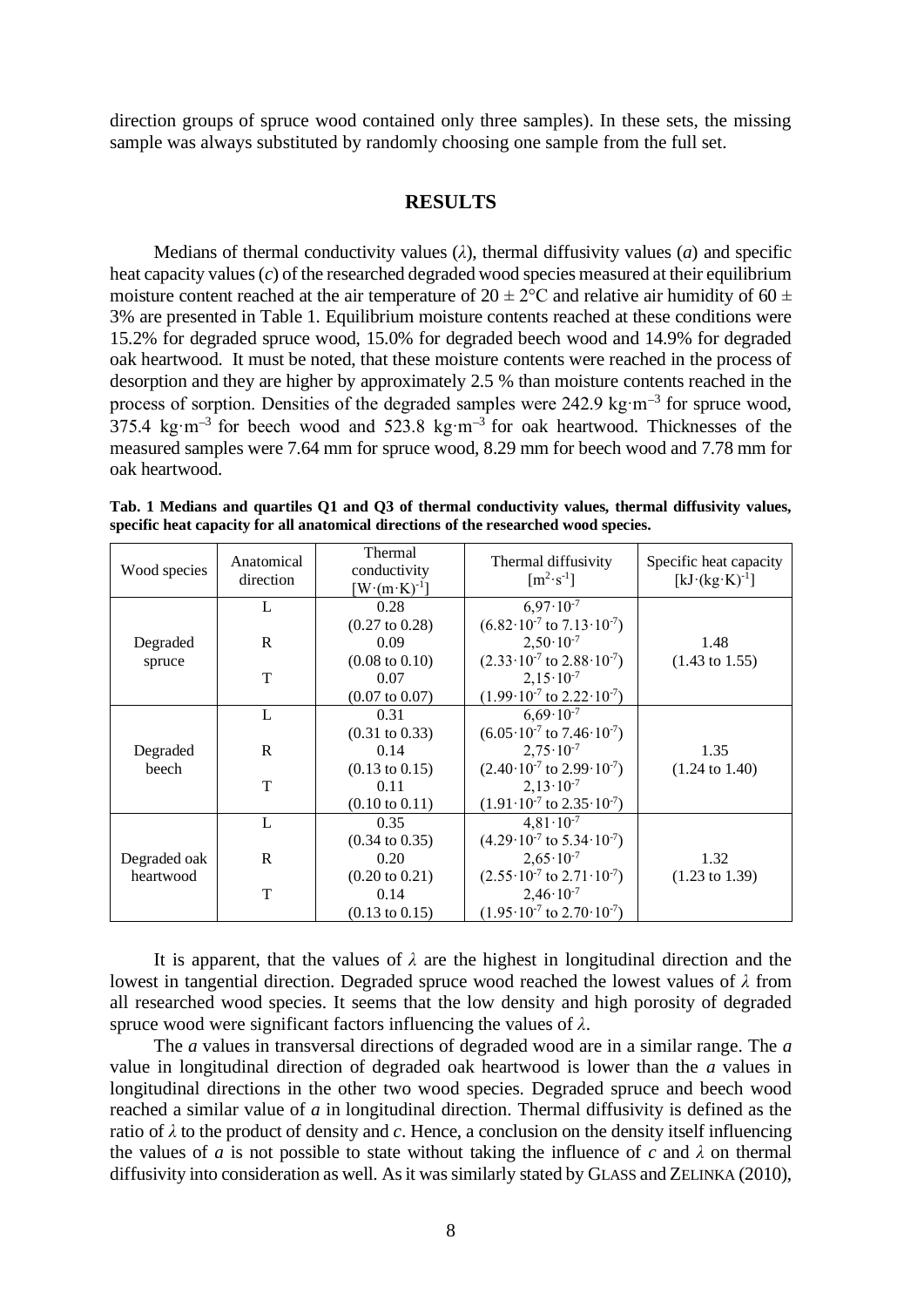direction groups of spruce wood contained only three samples). In these sets, the missing sample was always substituted by randomly choosing one sample from the full set.

## RESULTS

Medians of thermal conductivity values (*λ*), thermal diffusivity values (*a*) and specific heat capacity values (*c*) of the researched degraded wood species measured at their equilibrium moisture content reached at the air temperature of $20 \pm 2$°C and relative air humidity of $60 \pm 3$% are presented in Table 1. Equilibrium moisture contents reached at these conditions were 15.2% for degraded spruce wood, 15.0% for degraded beech wood and 14.9% for degraded oak heartwood. It must be noted, that these moisture contents were reached in the process of desorption and they are higher by approximately 2.5 % than moisture contents reached in the process of sorption. Densities of the degraded samples were 242.9 $kg \cdot m^{-3}$ for spruce wood, 375.4 $kg \cdot m^{-3}$ for beech wood and 523.8 $kg \cdot m^{-3}$ for oak heartwood. Thicknesses of the measured samples were 7.64 mm for spruce wood, 8.29 mm for beech wood and 7.78 mm for oak heartwood.

**Tab. 1 Medians and quartiles Q1 and Q3 of thermal conductivity values, thermal diffusivity values, specific heat capacity for all anatomical directions of the researched wood species.**

| Wood species | Anatomical direction | Thermal conductivity $[W \cdot (m \cdot K)^{-1}]$ | Thermal diffusivity $[m^2 \cdot s^{-1}]$ | Specific heat capacity $[kJ \cdot (kg \cdot K)^{-1}]$ |
|---|---|---|---|---|
| Degraded spruce | L | 0.28 (0.27 to 0.28) | $6{,}97 \cdot 10^{-7}$ ($6.82 \cdot 10^{-7}$ to $7.13 \cdot 10^{-7}$) | 1.48 (1.43 to 1.55) |
| | R | 0.09 (0.08 to 0.10) | $2{,}50 \cdot 10^{-7}$ ($2.33 \cdot 10^{-7}$ to $2.88 \cdot 10^{-7}$) | |
| | T | 0.07 (0.07 to 0.07) | $2{,}15 \cdot 10^{-7}$ ($1.99 \cdot 10^{-7}$ to $2.22 \cdot 10^{-7}$) | |
| Degraded beech | L | 0.31 (0.31 to 0.33) | $6{,}69 \cdot 10^{-7}$ ($6.05 \cdot 10^{-7}$ to $7.46 \cdot 10^{-7}$) | 1.35 (1.24 to 1.40) |
| | R | 0.14 (0.13 to 0.15) | $2{,}75 \cdot 10^{-7}$ ($2.40 \cdot 10^{-7}$ to $2.99 \cdot 10^{-7}$) | |
| | T | 0.11 (0.10 to 0.11) | $2{,}13 \cdot 10^{-7}$ ($1.91 \cdot 10^{-7}$ to $2.35 \cdot 10^{-7}$) | |
| Degraded oak heartwood | L | 0.35 (0.34 to 0.35) | $4{,}81 \cdot 10^{-7}$ ($4.29 \cdot 10^{-7}$ to $5.34 \cdot 10^{-7}$) | 1.32 (1.23 to 1.39) |
| | R | 0.20 (0.20 to 0.21) | $2{,}65 \cdot 10^{-7}$ ($2.55 \cdot 10^{-7}$ to $2.71 \cdot 10^{-7}$) | |
| | T | 0.14 (0.13 to 0.15) | $2{,}46 \cdot 10^{-7}$ ($1.95 \cdot 10^{-7}$ to $2.70 \cdot 10^{-7}$) | |

It is apparent, that the values of *λ* are the highest in longitudinal direction and the lowest in tangential direction. Degraded spruce wood reached the lowest values of *λ* from all researched wood species. It seems that the low density and high porosity of degraded spruce wood were significant factors influencing the values of *λ*.

The *a* values in transversal directions of degraded wood are in a similar range. The *a* value in longitudinal direction of degraded oak heartwood is lower than the *a* values in longitudinal directions in the other two wood species. Degraded spruce and beech wood reached a similar value of *a* in longitudinal direction. Thermal diffusivity is defined as the ratio of *λ* to the product of density and *c*. Hence, a conclusion on the density itself influencing the values of *a* is not possible to state without taking the influence of *c* and *λ* on thermal diffusivity into consideration as well. As it was similarly stated by GLASS and ZELINKA (2010),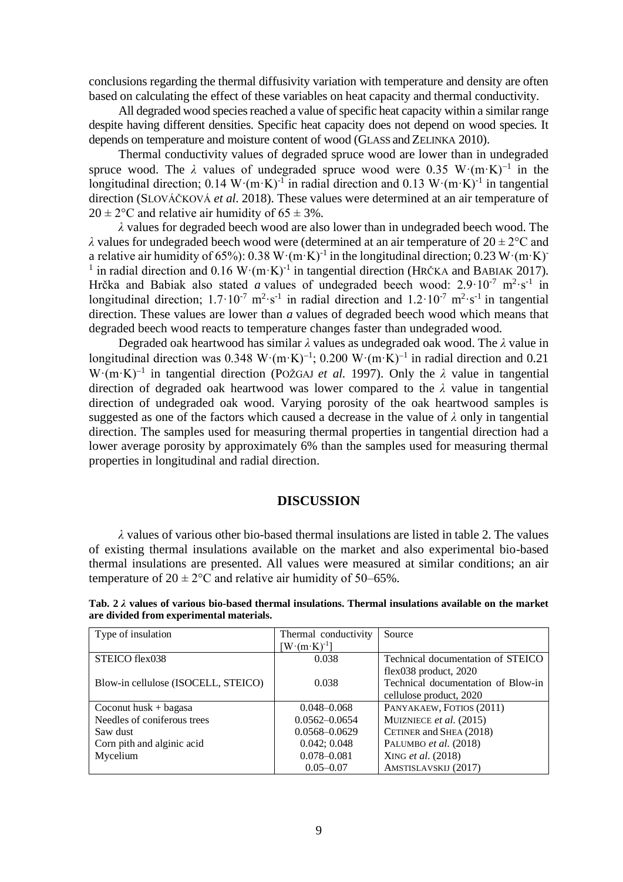conclusions regarding the thermal diffusivity variation with temperature and density are often based on calculating the effect of these variables on heat capacity and thermal conductivity.

All degraded wood species reached a value of specific heat capacity within a similar range despite having different densities. Specific heat capacity does not depend on wood species. It depends on temperature and moisture content of wood (GLASS and ZELINKA 2010).

Thermal conductivity values of degraded spruce wood are lower than in undegraded spruce wood. The $\lambda$ values of undegraded spruce wood were 0.35 $W \cdot (m \cdot K)^{-1}$ in the longitudinal direction; 0.14 $W \cdot (m \cdot K)^{-1}$ in radial direction and 0.13 $W \cdot (m \cdot K)^{-1}$ in tangential direction (SLOVÁČKOVÁ *et al*. 2018). These values were determined at an air temperature of $20 \pm 2$°C and relative air humidity of $65 \pm 3$%.

$\lambda$ values for degraded beech wood are also lower than in undegraded beech wood. The $\lambda$ values for undegraded beech wood were (determined at an air temperature of $20 \pm 2$°C and a relative air humidity of 65%): 0.38 $W \cdot (m \cdot K)^{-1}$ in the longitudinal direction; 0.23 $W \cdot (m \cdot K)^{-1}$ in radial direction and 0.16 $W \cdot (m \cdot K)^{-1}$ in tangential direction (HRČKA and BABIAK 2017). Hrčka and Babiak also stated *a* values of undegraded beech wood: $2.9 \cdot 10^{-7}$ $m^2 \cdot s^{-1}$ in longitudinal direction; $1.7 \cdot 10^{-7}$ $m^2 \cdot s^{-1}$ in radial direction and $1.2 \cdot 10^{-7}$ $m^2 \cdot s^{-1}$ in tangential direction. These values are lower than *a* values of degraded beech wood which means that degraded beech wood reacts to temperature changes faster than undegraded wood.

Degraded oak heartwood has similar $\lambda$ values as undegraded oak wood. The $\lambda$ value in longitudinal direction was 0.348 $W \cdot (m \cdot K)^{-1}$; 0.200 $W \cdot (m \cdot K)^{-1}$ in radial direction and 0.21 $W \cdot (m \cdot K)^{-1}$ in tangential direction (POŽGAJ *et al.* 1997). Only the $\lambda$ value in tangential direction of degraded oak heartwood was lower compared to the $\lambda$ value in tangential direction of undegraded oak wood. Varying porosity of the oak heartwood samples is suggested as one of the factors which caused a decrease in the value of $\lambda$ only in tangential direction. The samples used for measuring thermal properties in tangential direction had a lower average porosity by approximately 6% than the samples used for measuring thermal properties in longitudinal and radial direction.

## DISCUSSION

$\lambda$ values of various other bio-based thermal insulations are listed in table 2. The values of existing thermal insulations available on the market and also experimental bio-based thermal insulations are presented. All values were measured at similar conditions; an air temperature of $20 \pm 2$°C and relative air humidity of 50–65%.

**Tab. 2 $\lambda$ values of various bio-based thermal insulations. Thermal insulations available on the market are divided from experimental materials.**

| Type of insulation | Thermal conductivity $[W \cdot (m \cdot K)^{-1}]$ | Source |
|---|---|---|
| STEICO flex038 | 0.038 | Technical documentation of STEICO flex038 product, 2020 |
| Blow-in cellulose (ISOCELL, STEICO) | 0.038 | Technical documentation of Blow-in cellulose product, 2020 |
| Coconut husk + bagasa | 0.048–0.068 | PANYAKAEW, FOTIOS (2011) |
| Needles of coniferous trees | 0.0562–0.0654 | MUIZNIECE *et al.* (2015) |
| Saw dust | 0.0568–0.0629 | CETINER and SHEA (2018) |
| Corn pith and alginic acid | 0.042; 0.048 | PALUMBO *et al.* (2018) |
| Mycelium | 0.078–0.081 | XING *et al.* (2018) |
| | 0.05–0.07 | AMSTISLAVSKIJ (2017) |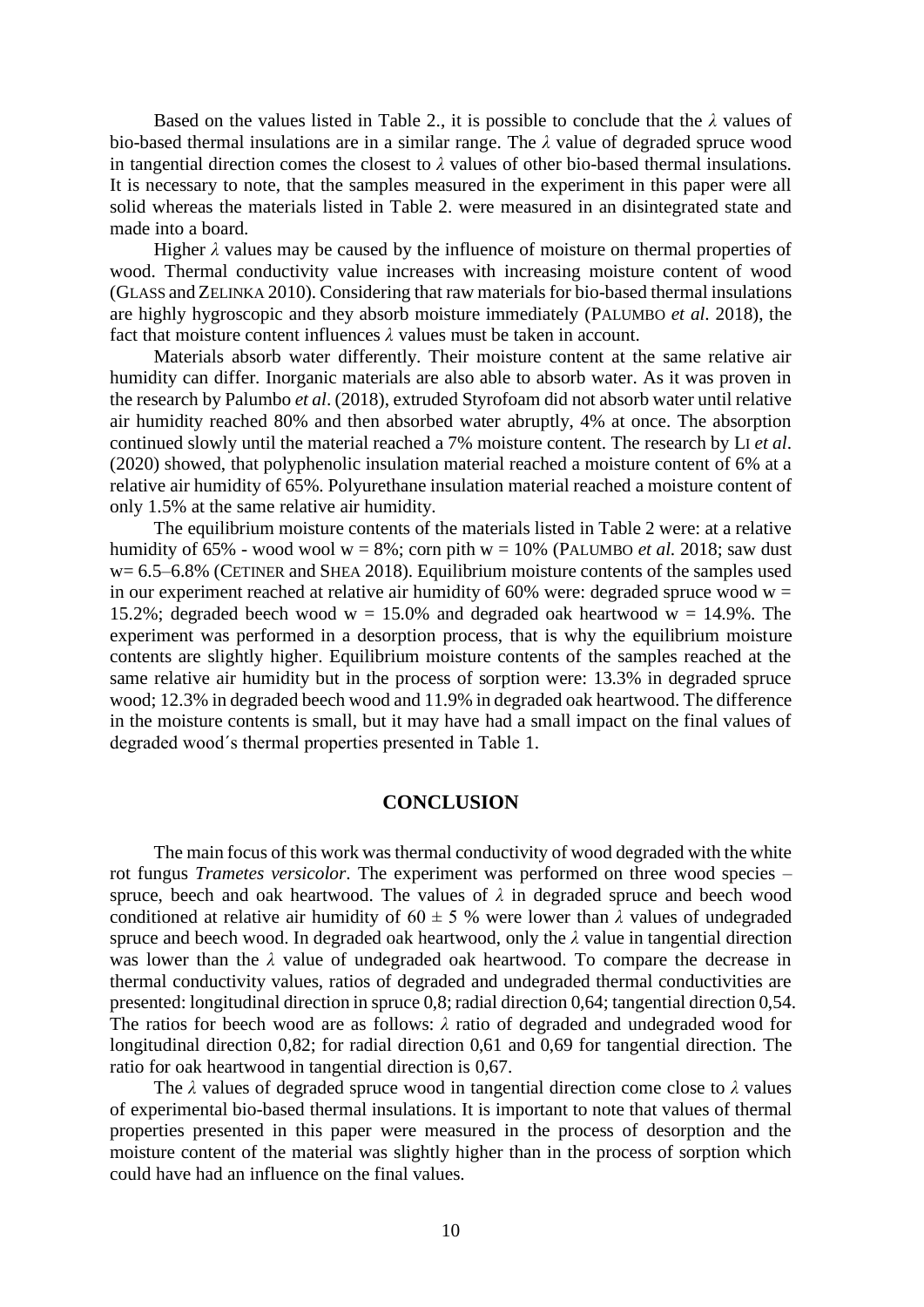Based on the values listed in Table 2., it is possible to conclude that the $\lambda$ values of bio-based thermal insulations are in a similar range. The $\lambda$ value of degraded spruce wood in tangential direction comes the closest to $\lambda$ values of other bio-based thermal insulations. It is necessary to note, that the samples measured in the experiment in this paper were all solid whereas the materials listed in Table 2. were measured in an disintegrated state and made into a board.

Higher $\lambda$ values may be caused by the influence of moisture on thermal properties of wood. Thermal conductivity value increases with increasing moisture content of wood (GLASS and ZELINKA 2010). Considering that raw materials for bio-based thermal insulations are highly hygroscopic and they absorb moisture immediately (PALUMBO *et al*. 2018), the fact that moisture content influences $\lambda$ values must be taken in account.

Materials absorb water differently. Their moisture content at the same relative air humidity can differ. Inorganic materials are also able to absorb water. As it was proven in the research by Palumbo *et al*. (2018), extruded Styrofoam did not absorb water until relative air humidity reached 80% and then absorbed water abruptly, 4% at once. The absorption continued slowly until the material reached a 7% moisture content. The research by LI *et al*. (2020) showed, that polyphenolic insulation material reached a moisture content of 6% at a relative air humidity of 65%. Polyurethane insulation material reached a moisture content of only 1.5% at the same relative air humidity.

The equilibrium moisture contents of the materials listed in Table 2 were: at a relative humidity of 65% - wood wool w = 8%; corn pith w = 10% (PALUMBO *et al*. 2018; saw dust w= 6.5–6.8% (CETINER and SHEA 2018). Equilibrium moisture contents of the samples used in our experiment reached at relative air humidity of 60% were: degraded spruce wood w = 15.2%; degraded beech wood w = 15.0% and degraded oak heartwood w = 14.9%. The experiment was performed in a desorption process, that is why the equilibrium moisture contents are slightly higher. Equilibrium moisture contents of the samples reached at the same relative air humidity but in the process of sorption were: 13.3% in degraded spruce wood; 12.3% in degraded beech wood and 11.9% in degraded oak heartwood. The difference in the moisture contents is small, but it may have had a small impact on the final values of degraded wood´s thermal properties presented in Table 1.

## CONCLUSION

The main focus of this work was thermal conductivity of wood degraded with the white rot fungus *Trametes versicolor*. The experiment was performed on three wood species – spruce, beech and oak heartwood. The values of $\lambda$ in degraded spruce and beech wood conditioned at relative air humidity of $60 \pm 5$ % were lower than $\lambda$ values of undegraded spruce and beech wood. In degraded oak heartwood, only the $\lambda$ value in tangential direction was lower than the $\lambda$ value of undegraded oak heartwood. To compare the decrease in thermal conductivity values, ratios of degraded and undegraded thermal conductivities are presented: longitudinal direction in spruce 0,8; radial direction 0,64; tangential direction 0,54. The ratios for beech wood are as follows: $\lambda$ ratio of degraded and undegraded wood for longitudinal direction 0,82; for radial direction 0,61 and 0,69 for tangential direction. The ratio for oak heartwood in tangential direction is 0,67.

The $\lambda$ values of degraded spruce wood in tangential direction come close to $\lambda$ values of experimental bio-based thermal insulations. It is important to note that values of thermal properties presented in this paper were measured in the process of desorption and the moisture content of the material was slightly higher than in the process of sorption which could have had an influence on the final values.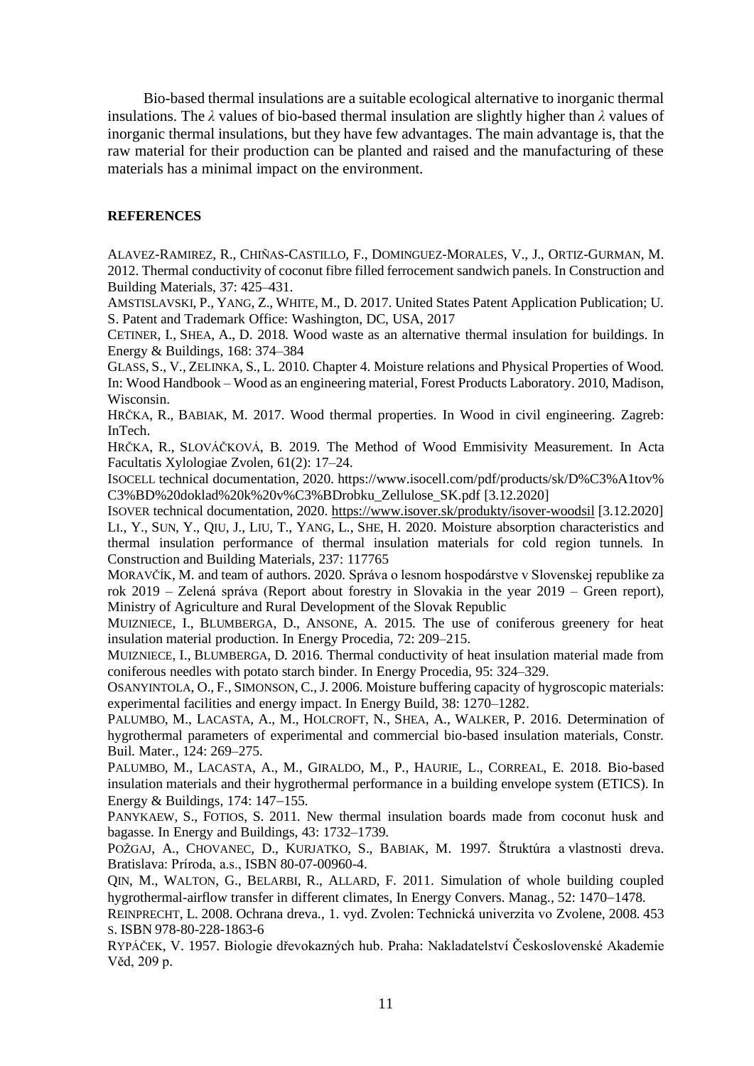Bio-based thermal insulations are a suitable ecological alternative to inorganic thermal insulations. The $\lambda$ values of bio-based thermal insulation are slightly higher than $\lambda$ values of inorganic thermal insulations, but they have few advantages. The main advantage is, that the raw material for their production can be planted and raised and the manufacturing of these materials has a minimal impact on the environment.

## REFERENCES

ALAVEZ-RAMIREZ, R., CHIÑAS-CASTILLO, F., DOMINGUEZ-MORALES, V., J., ORTIZ-GURMAN, M. 2012. Thermal conductivity of coconut fibre filled ferrocement sandwich panels. In Construction and Building Materials, 37: 425–431.

AMSTISLAVSKI, P., YANG, Z., WHITE, M., D. 2017. United States Patent Application Publication; U. S. Patent and Trademark Office: Washington, DC, USA, 2017

CETINER, I., SHEA, A., D. 2018. Wood waste as an alternative thermal insulation for buildings. In Energy & Buildings, 168: 374–384

GLASS, S., V., ZELINKA, S., L. 2010. Chapter 4. Moisture relations and Physical Properties of Wood. In: Wood Handbook – Wood as an engineering material, Forest Products Laboratory. 2010, Madison, Wisconsin.

HRČKA, R., BABIAK, M. 2017. Wood thermal properties. In Wood in civil engineering. Zagreb: InTech.

HRČKA, R., SLOVÁČKOVÁ, B. 2019. The Method of Wood Emmisivity Measurement. In Acta Facultatis Xylologiae Zvolen, 61(2): 17–24.

ISOCELL technical documentation, 2020. https://www.isocell.com/pdf/products/sk/D%C3%A1tov%C3%BD%20doklad%20k%20v%C3%BDrobku_Zellulose_SK.pdf [3.12.2020]

ISOVER technical documentation, 2020. https://www.isover.sk/produkty/isover-woodsil [3.12.2020]

LI., Y., SUN, Y., QIU, J., LIU, T., YANG, L., SHE, H. 2020. Moisture absorption characteristics and thermal insulation performance of thermal insulation materials for cold region tunnels. In Construction and Building Materials, 237: 117765

MORAVČÍK, M. and team of authors. 2020. Správa o lesnom hospodárstve v Slovenskej republike za rok 2019 – Zelená správa (Report about forestry in Slovakia in the year 2019 – Green report), Ministry of Agriculture and Rural Development of the Slovak Republic

MUIZNIECE, I., BLUMBERGA, D., ANSONE, A. 2015. The use of coniferous greenery for heat insulation material production. In Energy Procedia, 72: 209–215.

MUIZNIECE, I., BLUMBERGA, D. 2016. Thermal conductivity of heat insulation material made from coniferous needles with potato starch binder. In Energy Procedia, 95: 324–329.

OSANYINTOLA, O., F., SIMONSON, C., J. 2006. Moisture buffering capacity of hygroscopic materials: experimental facilities and energy impact. In Energy Build, 38: 1270–1282.

PALUMBO, M., LACASTA, A., M., HOLCROFT, N., SHEA, A., WALKER, P. 2016. Determination of hygrothermal parameters of experimental and commercial bio-based insulation materials, Constr. Buil. Mater., 124: 269–275.

PALUMBO, M., LACASTA, A., M., GIRALDO, M., P., HAURIE, L., CORREAL, E. 2018. Bio-based insulation materials and their hygrothermal performance in a building envelope system (ETICS). In Energy & Buildings, 174: 147–155.

PANYKAEW, S., FOTIOS, S. 2011. New thermal insulation boards made from coconut husk and bagasse. In Energy and Buildings, 43: 1732–1739.

POŽGAJ, A., CHOVANEC, D., KURJATKO, S., BABIAK, M. 1997. Štruktúra a vlastnosti dreva. Bratislava: Príroda, a.s., ISBN 80-07-00960-4.

QIN, M., WALTON, G., BELARBI, R., ALLARD, F. 2011. Simulation of whole building coupled hygrothermal-airflow transfer in different climates, In Energy Convers. Manag., 52: 1470–1478.

REINPRECHT, L. 2008. Ochrana dreva., 1. vyd. Zvolen: Technická univerzita vo Zvolene, 2008. 453 s. ISBN 978-80-228-1863-6

RYPÁČEK, V. 1957. Biologie dřevokazných hub. Praha: Nakladatelství Československé Akademie Věd, 209 p.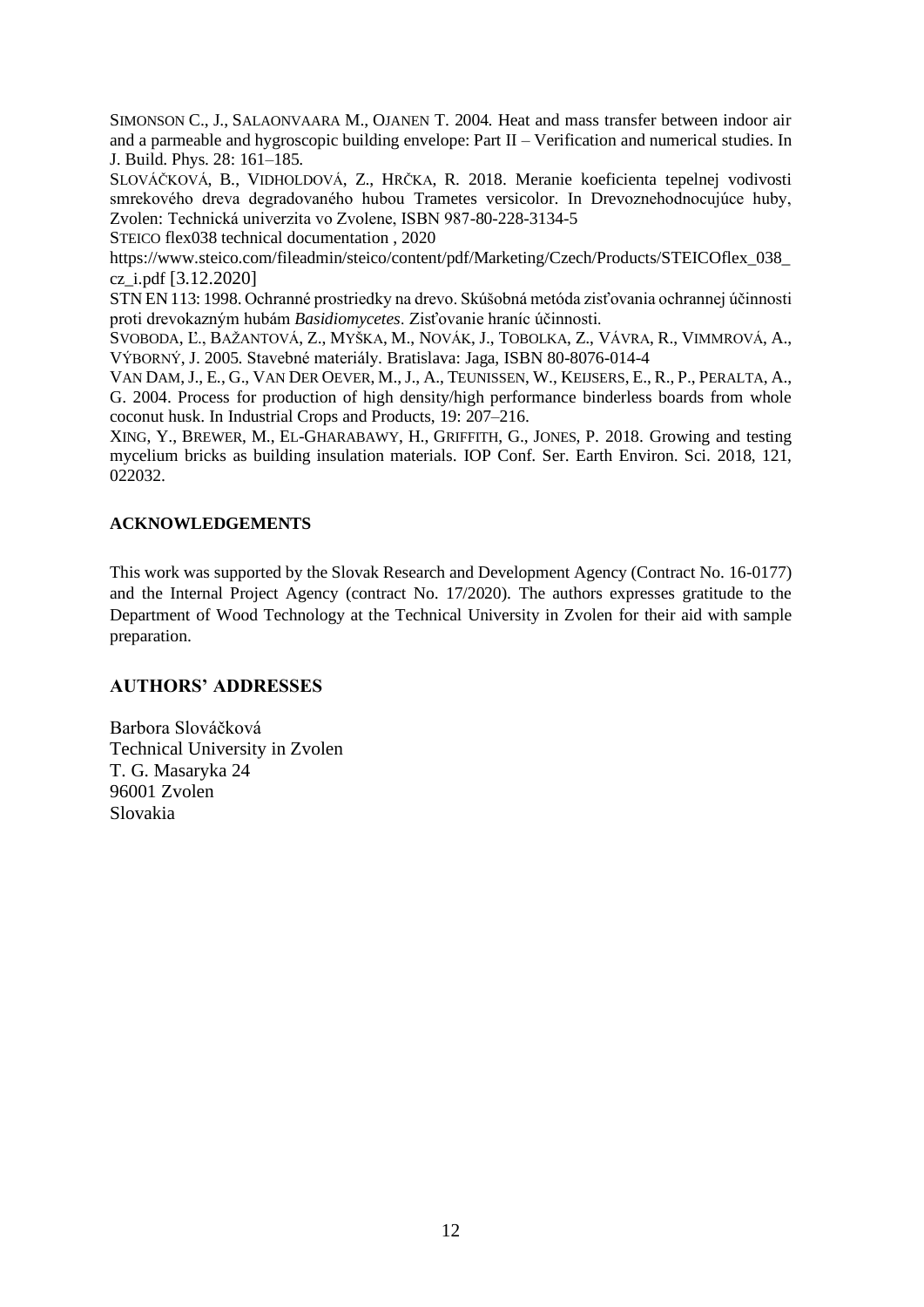SIMONSON C., J., SALAONVAARA M., OJANEN T. 2004. Heat and mass transfer between indoor air and a parmeable and hygroscopic building envelope: Part II – Verification and numerical studies. In J. Build. Phys. 28: 161–185.

SLOVÁČKOVÁ, B., VIDHOLDOVÁ, Z., HRČKA, R. 2018. Meranie koeficienta tepelnej vodivosti smrekového dreva degradovaného hubou Trametes versicolor. In Drevoznehodnocujúce huby, Zvolen: Technická univerzita vo Zvolene, ISBN 987-80-228-3134-5

STEICO flex038 technical documentation , 2020 https://www.steico.com/fileadmin/steico/content/pdf/Marketing/Czech/Products/STEICOflex_038_cz_i.pdf [3.12.2020]

STN EN 113: 1998. Ochranné prostriedky na drevo. Skúšobná metóda zisťovania ochrannej účinnosti proti drevokazným hubám *Basidiomycetes*. Zisťovanie hraníc účinnosti.

SVOBODA, Ľ., BAŽANTOVÁ, Z., MYŠKA, M., NOVÁK, J., TOBOLKA, Z., VÁVRA, R., VIMMROVÁ, A., VÝBORNÝ, J. 2005. Stavebné materiály. Bratislava: Jaga, ISBN 80-8076-014-4

VAN DAM, J., E., G., VAN DER OEVER, M., J., A., TEUNISSEN, W., KEIJSERS, E., R., P., PERALTA, A., G. 2004. Process for production of high density/high performance binderless boards from whole coconut husk. In Industrial Crops and Products, 19: 207–216.

XING, Y., BREWER, M., EL-GHARABAWY, H., GRIFFITH, G., JONES, P. 2018. Growing and testing mycelium bricks as building insulation materials. IOP Conf. Ser. Earth Environ. Sci. 2018, 121, 022032.

## ACKNOWLEDGEMENTS

This work was supported by the Slovak Research and Development Agency (Contract No. 16-0177) and the Internal Project Agency (contract No. 17/2020). The authors expresses gratitude to the Department of Wood Technology at the Technical University in Zvolen for their aid with sample preparation.

## AUTHORS' ADDRESSES

Barbora Slováčková  
Technical University in Zvolen  
T. G. Masaryka 24  
96001 Zvolen  
Slovakia